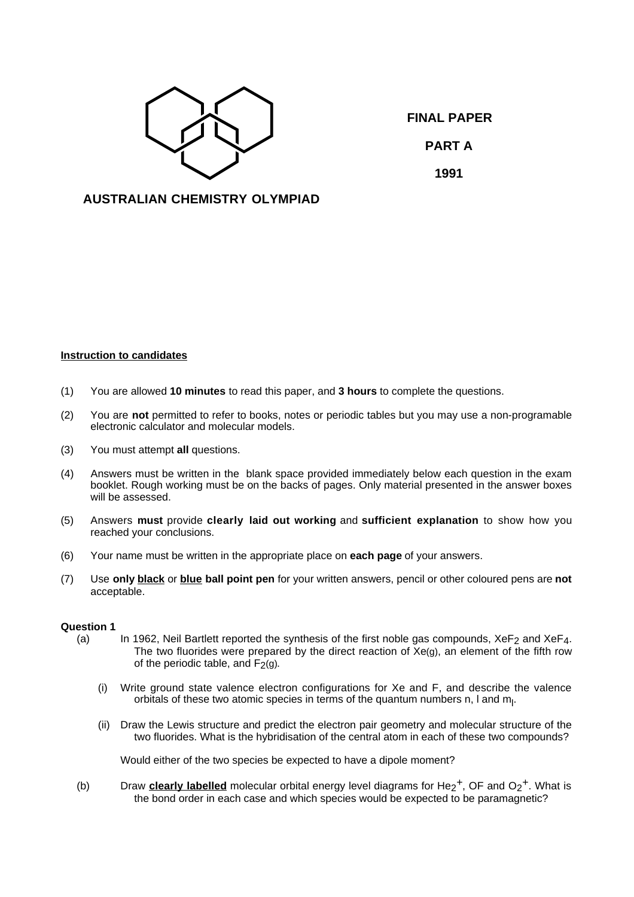**FINAL PAPER**

**PART A**

**1991**

**AUSTRALIAN CHEMISTRY OLYMPIAD**

**Instruction to candidates**

(1) You are allowed **10 minutes** to read this paper, and **3 hours** to complete the questions.

(2) You are **not** permitted to refer to books, notes or periodic tables but you may use a non-programable electronic calculator and molecular models.

(3) You must attempt **all** questions.

(4) Answers must be written in the blank space provided immediately below each question in the exam booklet. Rough working must be on the backs of pages. Only material presented in the answer boxes will be assessed.

(5) Answers **must** provide **clearly laid out working** and **sufficient explanation** to show how you reached your conclusions.

(6) Your name must be written in the appropriate place on **each page** of your answers.

(7) Use **only black** or **blue ball point pen** for your written answers, pencil or other coloured pens are **not** acceptable.

**Question 1**

(a) In 1962, Neil Bartlett reported the synthesis of the first noble gas compounds, $XeF_2$ and $XeF_4$. The two fluorides were prepared by the direct reaction of $Xe_{(g)}$, an element of the fifth row of the periodic table, and $F_{2(g)}$.

(i) Write ground state valence electron configurations for Xe and F, and describe the valence orbitals of these two atomic species in terms of the quantum numbers n, l and $m_l$.

(ii) Draw the Lewis structure and predict the electron pair geometry and molecular structure of the two fluorides. What is the hybridisation of the central atom in each of these two compounds?

Would either of the two species be expected to have a dipole moment?

(b) Draw **clearly labelled** molecular orbital energy level diagrams for $He_2^+$, OF and $O_2^+$. What is the bond order in each case and which species would be expected to be paramagnetic?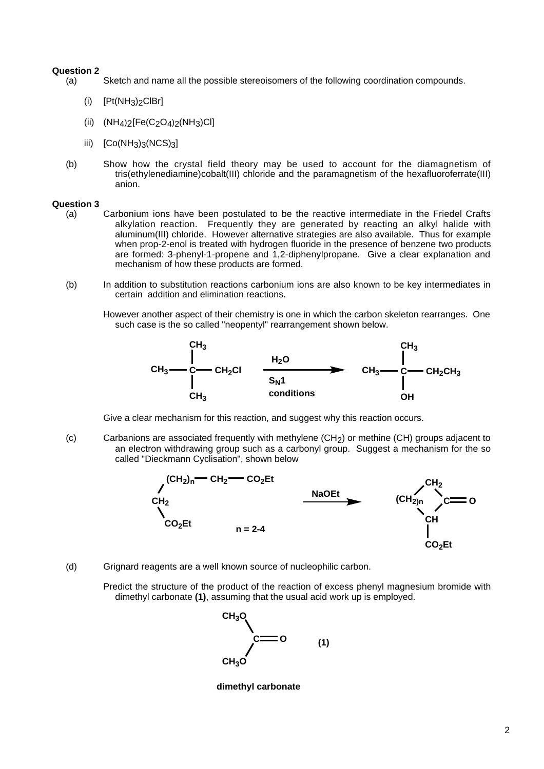**Question 2**

(a) Sketch and name all the possible stereoisomers of the following coordination compounds.

(i) $[Pt(NH_3)_2ClBr]$

(ii) $(NH_4)_2[Fe(C_2O_4)_2(NH_3)Cl]$

iii) $[Co(NH_3)_3(NCS)_3]$

(b) Show how the crystal field theory may be used to account for the diamagnetism of tris(ethylenediamine)cobalt(III) chloride and the paramagnetism of the hexafluoroferrate(III) anion.

**Question 3**

(a) Carbonium ions have been postulated to be the reactive intermediate in the Friedel Crafts alkylation reaction. Frequently they are generated by reacting an alkyl halide with aluminum(III) chloride. However alternative strategies are also available. Thus for example when prop-2-enol is treated with hydrogen fluoride in the presence of benzene two products are formed: 3-phenyl-1-propene and 1,2-diphenylpropane. Give a clear explanation and mechanism of how these products are formed.

(b) In addition to substitution reactions carbonium ions are also known to be key intermediates in certain addition and elimination reactions.

However another aspect of their chemistry is one in which the carbon skeleton rearranges. One such case is the so called "neopentyl" rearrangement shown below.

$$(CH_3)_3C-CH_2Cl \xrightarrow[S_N1 \text{ conditions}]{H_2O} (CH_3)_2C(OH)-CH_2CH_3$$

Give a clear mechanism for this reaction, and suggest why this reaction occurs.

(c) Carbanions are associated frequently with methylene ($CH_2$) or methine (CH) groups adjacent to an electron withdrawing group such as a carbonyl group. Suggest a mechanism for the so called "Dieckmann Cyclisation", shown below

$$EtO_2C-CH_2-(CH_2)_n-CH_2-CO_2Et \xrightarrow{NaOEt} \text{cyclic } \beta\text{-keto ester: ring of } (CH_2)_n,\ CH_2,\ C{=}O,\ CH(CO_2Et)$$

n = 2-4

(d) Grignard reagents are a well known source of nucleophilic carbon.

Predict the structure of the product of the reaction of excess phenyl magnesium bromide with dimethyl carbonate **(1)**, assuming that the usual acid work up is employed.

$$(CH_3O)_2C{=}O \quad \textbf{(1)}$$

**dimethyl carbonate**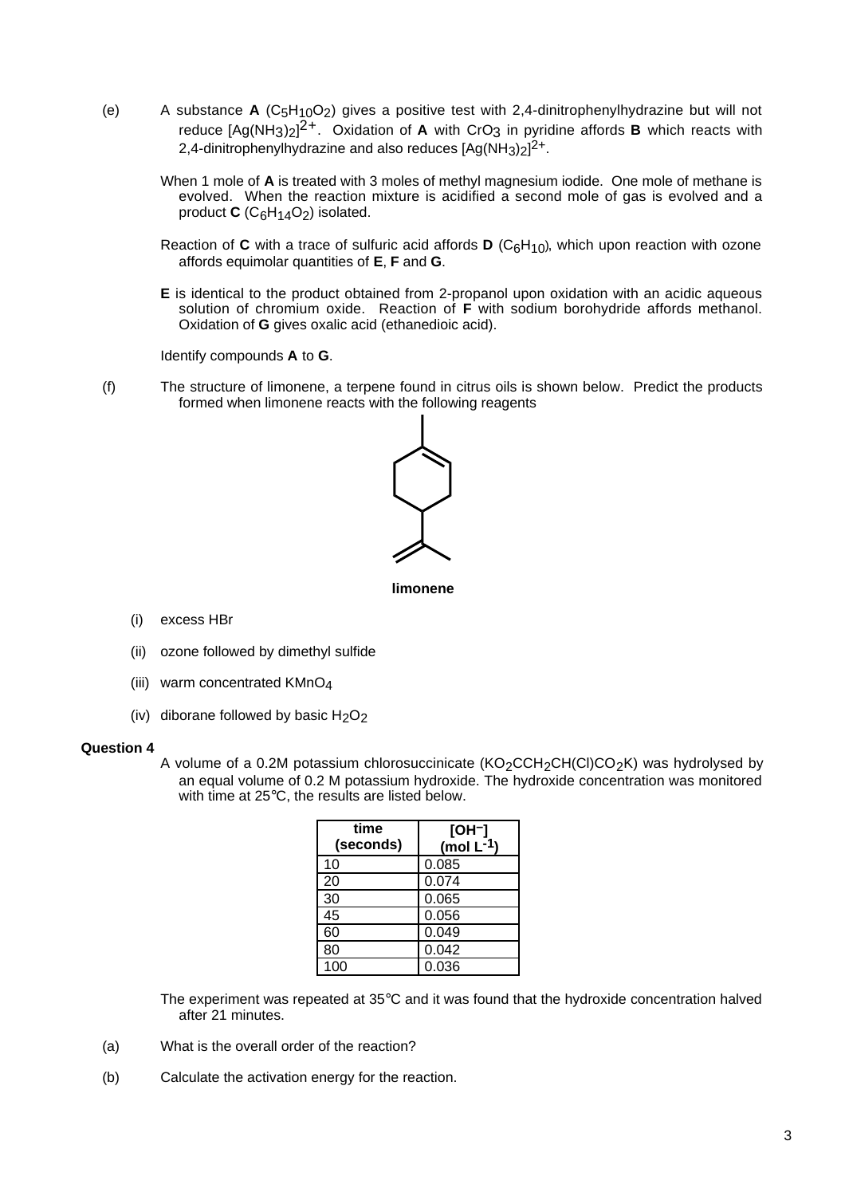(e) A substance **A** ($C_5H_{10}O_2$) gives a positive test with 2,4-dinitrophenylhydrazine but will not reduce $[Ag(NH_3)_2]^{2+}$. Oxidation of **A** with $CrO_3$ in pyridine affords **B** which reacts with 2,4-dinitrophenylhydrazine and also reduces $[Ag(NH_3)_2]^{2+}$.

When 1 mole of **A** is treated with 3 moles of methyl magnesium iodide. One mole of methane is evolved. When the reaction mixture is acidified a second mole of gas is evolved and a product **C** ($C_6H_{14}O_2$) isolated.

Reaction of **C** with a trace of sulfuric acid affords **D** ($C_6H_{10}$), which upon reaction with ozone affords equimolar quantities of **E**, **F** and **G**.

**E** is identical to the product obtained from 2-propanol upon oxidation with an acidic aqueous solution of chromium oxide. Reaction of **F** with sodium borohydride affords methanol. Oxidation of **G** gives oxalic acid (ethanedioic acid).

Identify compounds **A** to **G**.

(f) The structure of limonene, a terpene found in citrus oils is shown below. Predict the products formed when limonene reacts with the following reagents

**limonene**

(i) excess HBr

(ii) ozone followed by dimethyl sulfide

(iii) warm concentrated $KMnO_4$

(iv) diborane followed by basic $H_2O_2$

**Question 4**

A volume of a 0.2M potassium chlorosuccinicate ($KO_2CCH_2CH(Cl)CO_2K$) was hydrolysed by an equal volume of 0.2 M potassium hydroxide. The hydroxide concentration was monitored with time at 25°C, the results are listed below.

| time (seconds) | $[OH^-]$ (mol $L^{-1}$) |
|---|---|
| 10 | 0.085 |
| 20 | 0.074 |
| 30 | 0.065 |
| 45 | 0.056 |
| 60 | 0.049 |
| 80 | 0.042 |
| 100 | 0.036 |

The experiment was repeated at 35°C and it was found that the hydroxide concentration halved after 21 minutes.

(a) What is the overall order of the reaction?

(b) Calculate the activation energy for the reaction.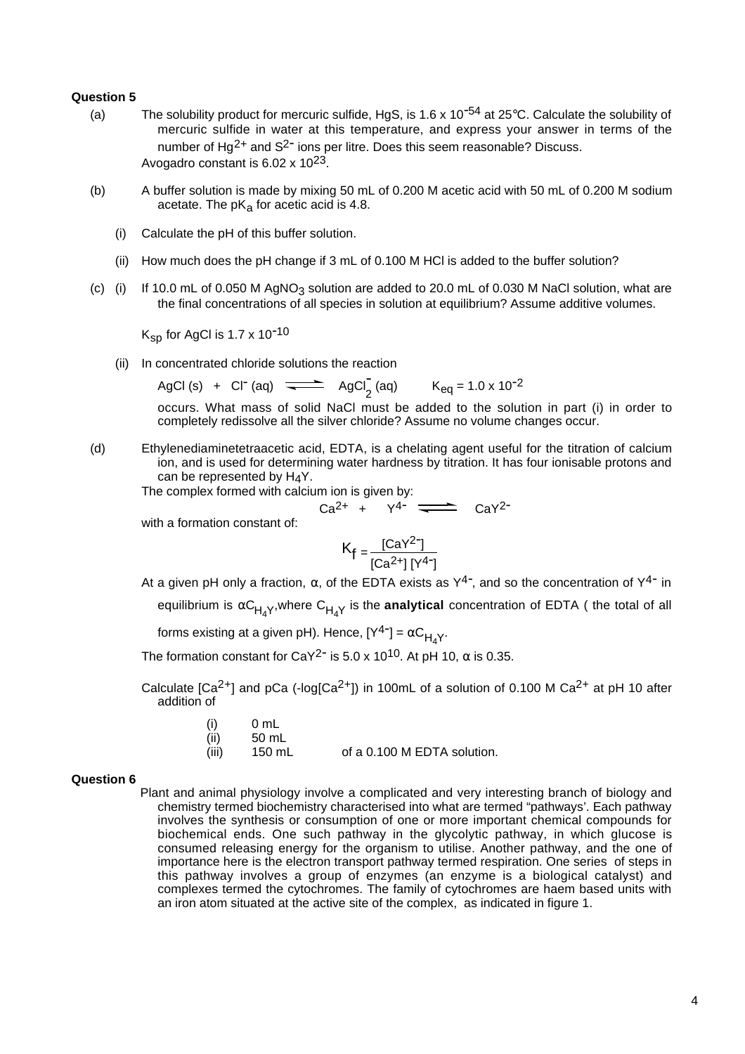**Question 5**

(a) The solubility product for mercuric sulfide, HgS, is $1.6 \times 10^{-54}$ at 25°C. Calculate the solubility of mercuric sulfide in water at this temperature, and express your answer in terms of the number of $Hg^{2+}$ and $S^{2-}$ ions per litre. Does this seem reasonable? Discuss.
Avogadro constant is $6.02 \times 10^{23}$.

(b) A buffer solution is made by mixing 50 mL of 0.200 M acetic acid with 50 mL of 0.200 M sodium acetate. The $pK_a$ for acetic acid is 4.8.

(i) Calculate the pH of this buffer solution.

(ii) How much does the pH change if 3 mL of 0.100 M HCl is added to the buffer solution?

(c) (i) If 10.0 mL of 0.050 M $AgNO_3$ solution are added to 20.0 mL of 0.030 M NaCl solution, what are the final concentrations of all species in solution at equilibrium? Assume additive volumes.

$K_{sp}$ for AgCl is $1.7 \times 10^{-10}$

(ii) In concentrated chloride solutions the reaction

$$AgCl\,(s) + Cl^-\,(aq) \rightleftharpoons AgCl_2^-\,(aq) \qquad K_{eq} = 1.0 \times 10^{-2}$$

occurs. What mass of solid NaCl must be added to the solution in part (i) in order to completely redissolve all the silver chloride? Assume no volume changes occur.

(d) Ethylenediaminetetraacetic acid, EDTA, is a chelating agent useful for the titration of calcium ion, and is used for determining water hardness by titration. It has four ionisable protons and can be represented by $H_4Y$.
The complex formed with calcium ion is given by:

$$Ca^{2+} + Y^{4-} \rightleftharpoons CaY^{2-}$$

with a formation constant of:

$$K_f = \frac{[CaY^{2-}]}{[Ca^{2+}]\,[Y^{4-}]}$$

At a given pH only a fraction, α, of the EDTA exists as $Y^{4-}$, and so the concentration of $Y^{4-}$ in equilibrium is $\alpha C_{H_4Y}$, where $C_{H_4Y}$ is the **analytical** concentration of EDTA ( the total of all forms existing at a given pH). Hence, $[Y^{4-}] = \alpha C_{H_4Y}$.

The formation constant for $CaY^{2-}$ is $5.0 \times 10^{10}$. At pH 10, α is 0.35.

Calculate $[Ca^{2+}]$ and pCa ($-\log[Ca^{2+}]$) in 100mL of a solution of 0.100 M $Ca^{2+}$ at pH 10 after addition of

(i) 0 mL
(ii) 50 mL
(iii) 150 mL of a 0.100 M EDTA solution.

**Question 6**

Plant and animal physiology involve a complicated and very interesting branch of biology and chemistry termed biochemistry characterised into what are termed "pathways'. Each pathway involves the synthesis or consumption of one or more important chemical compounds for biochemical ends. One such pathway in the glycolytic pathway, in which glucose is consumed releasing energy for the organism to utilise. Another pathway, and the one of importance here is the electron transport pathway termed respiration. One series of steps in this pathway involves a group of enzymes (an enzyme is a biological catalyst) and complexes termed the cytochromes. The family of cytochromes are haem based units with an iron atom situated at the active site of the complex, as indicated in figure 1.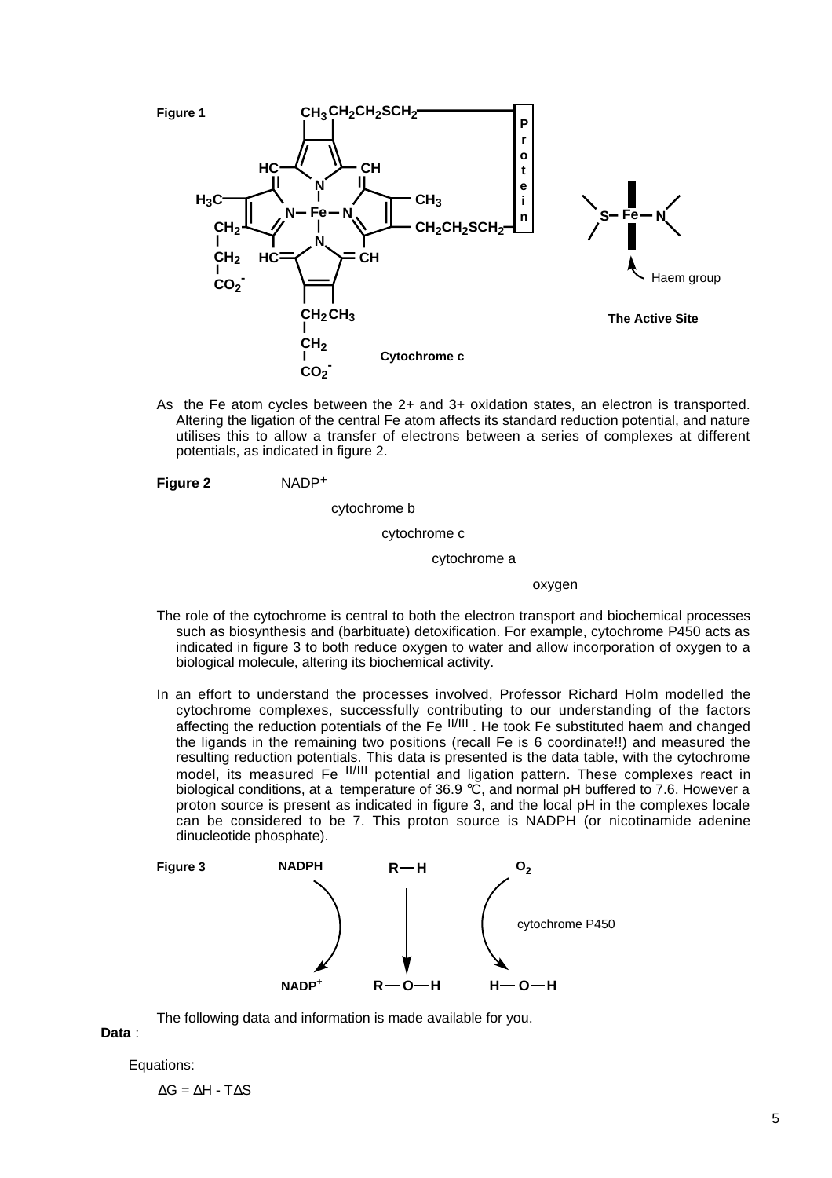**Figure 1**

**Cytochrome c**

**The Active Site**

Haem group

As the Fe atom cycles between the 2+ and 3+ oxidation states, an electron is transported. Altering the ligation of the central Fe atom affects its standard reduction potential, and nature utilises this to allow a transfer of electrons between a series of complexes at different potentials, as indicated in figure 2.

**Figure 2** $NADP^+$

cytochrome b

cytochrome c

cytochrome a

oxygen

The role of the cytochrome is central to both the electron transport and biochemical processes such as biosynthesis and (barbituate) detoxification. For example, cytochrome P450 acts as indicated in figure 3 to both reduce oxygen to water and allow incorporation of oxygen to a biological molecule, altering its biochemical activity.

In an effort to understand the processes involved, Professor Richard Holm modelled the cytochrome complexes, successfully contributing to our understanding of the factors affecting the reduction potentials of the Fe $^{II/III}$ . He took Fe substituted haem and changed the ligands in the remaining two positions (recall Fe is 6 coordinate!!) and measured the resulting reduction potentials. This data is presented is the data table, with the cytochrome model, its measured Fe $^{II/III}$ potential and ligation pattern. These complexes react in biological conditions, at a temperature of 36.9 ℃, and normal pH buffered to 7.6. However a proton source is present as indicated in figure 3, and the local pH in the complexes locale can be considered to be 7. This proton source is NADPH (or nicotinamide adenine dinucleotide phosphate).

**Figure 3**

NADPH → $NADP^+$ R—H → R—O—H $O_2$ → H—O—H (cytochrome P450)

The following data and information is made available for you.

**Data** :

Equations:

$\Delta G = \Delta H - T\Delta S$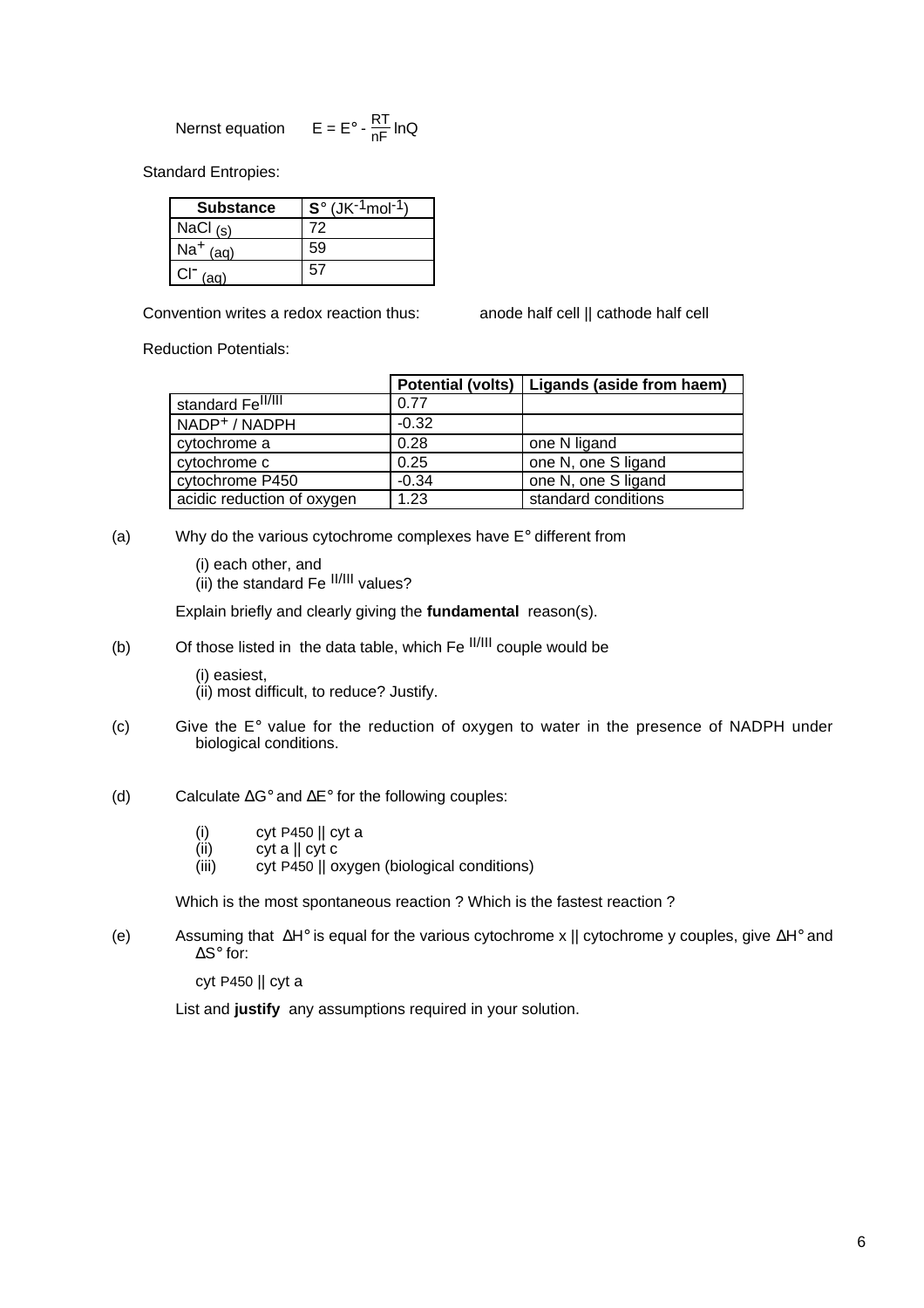Nernst equation $E = E° - \frac{RT}{nF} \ln Q$

Standard Entropies:

| Substance | $S°$ ($JK^{-1}mol^{-1}$) |
|---|---|
| $NaCl_{(s)}$ | 72 |
| $Na^+_{(aq)}$ | 59 |
| $Cl^-_{(aq)}$ | 57 |

Convention writes a redox reaction thus: anode half cell || cathode half cell

Reduction Potentials:

| | Potential (volts) | Ligands (aside from haem) |
|---|---|---|
| standard $Fe^{II/III}$ | 0.77 | |
| $NADP^+$ / NADPH | -0.32 | |
| cytochrome a | 0.28 | one N ligand |
| cytochrome c | 0.25 | one N, one S ligand |
| cytochrome P450 | -0.34 | one N, one S ligand |
| acidic reduction of oxygen | 1.23 | standard conditions |

(a) Why do the various cytochrome complexes have E° different from

(i) each other, and
(ii) the standard $Fe^{II/III}$ values?

Explain briefly and clearly giving the **fundamental** reason(s).

(b) Of those listed in the data table, which $Fe^{II/III}$ couple would be

(i) easiest,
(ii) most difficult, to reduce? Justify.

(c) Give the E° value for the reduction of oxygen to water in the presence of NADPH under biological conditions.

(d) Calculate ΔG° and ΔE° for the following couples:

(i) cyt P450 || cyt a
(ii) cyt a || cyt c
(iii) cyt P450 || oxygen (biological conditions)

Which is the most spontaneous reaction ? Which is the fastest reaction ?

(e) Assuming that ΔH° is equal for the various cytochrome x || cytochrome y couples, give ΔH° and ΔS° for:

cyt P450 || cyt a

List and **justify** any assumptions required in your solution.